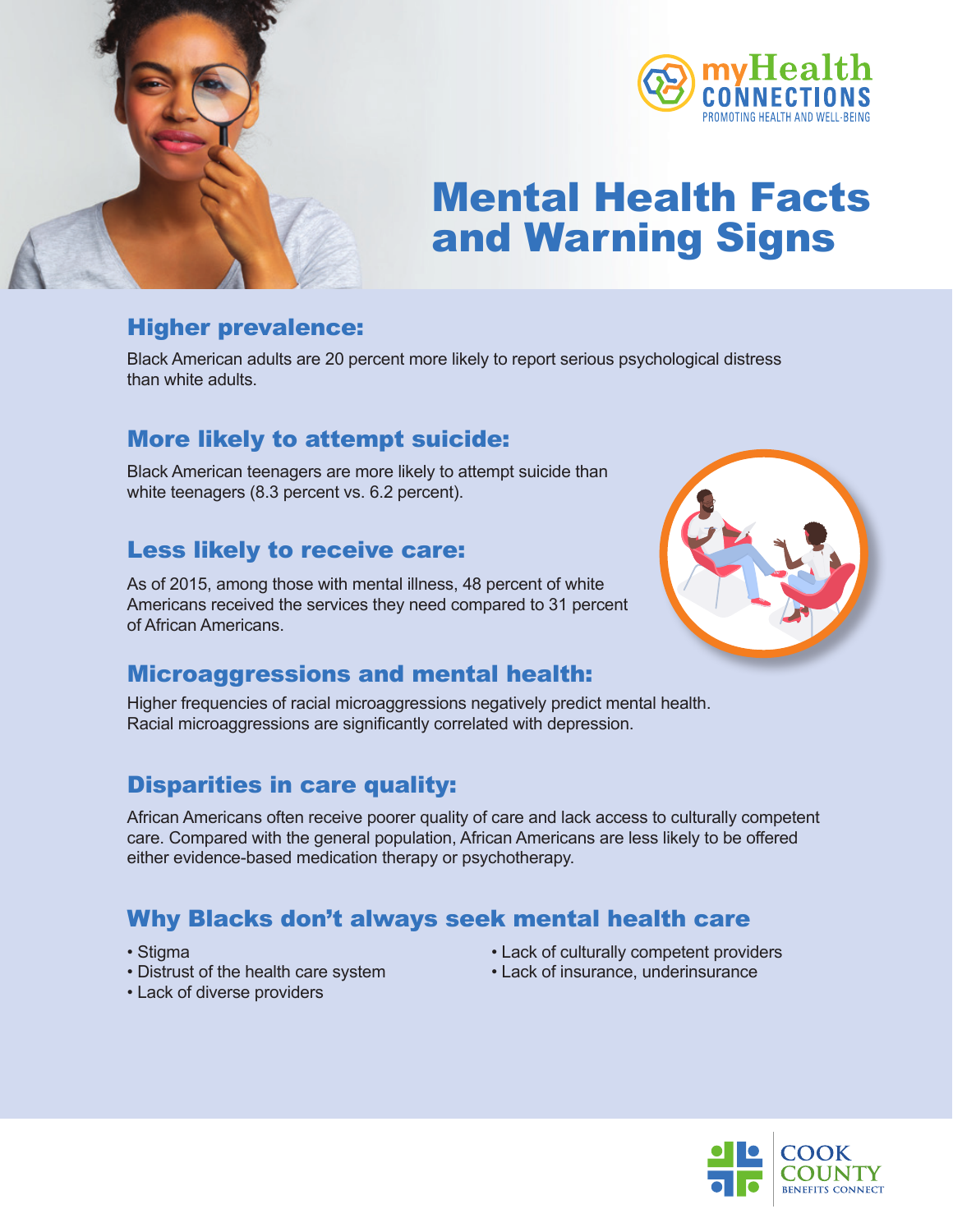myHealth CONNECTIONS
PROMOTING HEALTH AND WELL-BEING

# Mental Health Facts and Warning Signs

## Higher prevalence:

Black American adults are 20 percent more likely to report serious psychological distress than white adults.

## More likely to attempt suicide:

Black American teenagers are more likely to attempt suicide than white teenagers (8.3 percent vs. 6.2 percent).

## Less likely to receive care:

As of 2015, among those with mental illness, 48 percent of white Americans received the services they need compared to 31 percent of African Americans.

## Microaggressions and mental health:

Higher frequencies of racial microaggressions negatively predict mental health. Racial microaggressions are significantly correlated with depression.

## Disparities in care quality:

African Americans often receive poorer quality of care and lack access to culturally competent care. Compared with the general population, African Americans are less likely to be offered either evidence-based medication therapy or psychotherapy.

## Why Blacks don't always seek mental health care

- Stigma
- Distrust of the health care system
- Lack of diverse providers
- Lack of culturally competent providers
- Lack of insurance, underinsurance

COOK COUNTY BENEFITS CONNECT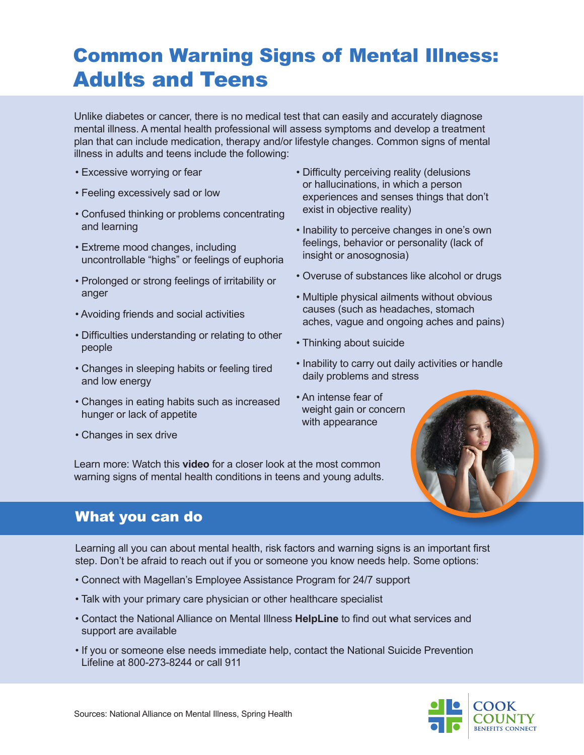# Common Warning Signs of Mental Illness: Adults and Teens

Unlike diabetes or cancer, there is no medical test that can easily and accurately diagnose mental illness. A mental health professional will assess symptoms and develop a treatment plan that can include medication, therapy and/or lifestyle changes. Common signs of mental illness in adults and teens include the following:

- Excessive worrying or fear
- Feeling excessively sad or low
- Confused thinking or problems concentrating and learning
- Extreme mood changes, including uncontrollable "highs" or feelings of euphoria
- Prolonged or strong feelings of irritability or anger
- Avoiding friends and social activities
- Difficulties understanding or relating to other people
- Changes in sleeping habits or feeling tired and low energy
- Changes in eating habits such as increased hunger or lack of appetite
- Changes in sex drive
- Difficulty perceiving reality (delusions or hallucinations, in which a person experiences and senses things that don't exist in objective reality)
- Inability to perceive changes in one's own feelings, behavior or personality (lack of insight or anosognosia)
- Overuse of substances like alcohol or drugs
- Multiple physical ailments without obvious causes (such as headaches, stomach aches, vague and ongoing aches and pains)
- Thinking about suicide
- Inability to carry out daily activities or handle daily problems and stress
- An intense fear of weight gain or concern with appearance

Learn more: Watch this **video** for a closer look at the most common warning signs of mental health conditions in teens and young adults.

## What you can do

Learning all you can about mental health, risk factors and warning signs is an important first step. Don't be afraid to reach out if you or someone you know needs help. Some options:

- Connect with Magellan's Employee Assistance Program for 24/7 support
- Talk with your primary care physician or other healthcare specialist
- Contact the National Alliance on Mental Illness **HelpLine** to find out what services and support are available
- If you or someone else needs immediate help, contact the National Suicide Prevention Lifeline at 800-273-8244 or call 911

Sources: National Alliance on Mental Illness, Spring Health

COOK COUNTY BENEFITS CONNECT